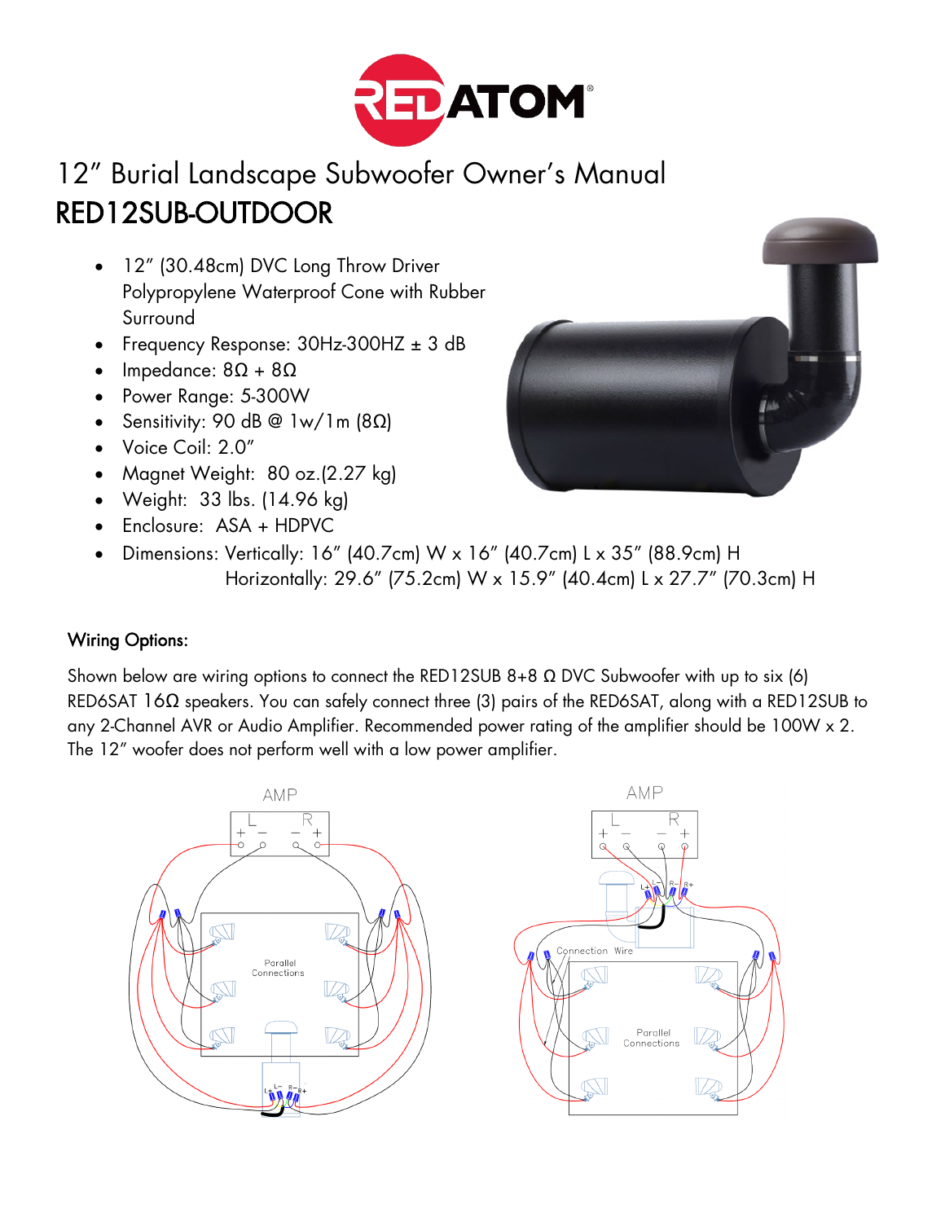# REDATOM

# 12" Burial Landscape Subwoofer Owner's Manual

## RED12SUB-OUTDOOR

- 12" (30.48cm) DVC Long Throw Driver Polypropylene Waterproof Cone with Rubber Surround
- Frequency Response: 30Hz-300HZ ± 3 dB
- Impedance: 8Ω + 8Ω
- Power Range: 5-300W
- Sensitivity: 90 dB @ 1w/1m (8Ω)
- Voice Coil: 2.0"
- Magnet Weight: 80 oz.(2.27 kg)
- Weight: 33 lbs. (14.96 kg)
- Enclosure: ASA + HDPVC
- Dimensions: Vertically: 16" (40.7cm) W x 16" (40.7cm) L x 35" (88.9cm) H
  Horizontally: 29.6" (75.2cm) W x 15.9" (40.4cm) L x 27.7" (70.3cm) H

### Wiring Options:

Shown below are wiring options to connect the RED12SUB 8+8 Ω DVC Subwoofer with up to six (6) RED6SAT 16Ω speakers. You can safely connect three (3) pairs of the RED6SAT, along with a RED12SUB to any 2-Channel AVR or Audio Amplifier. Recommended power rating of the amplifier should be 100W x 2. The 12" woofer does not perform well with a low power amplifier.

AMP

L R

\+ − − +

Parallel Connections

L+ L− R− R+

AMP

L R

\+ − − +

L+ L− R− R+

Connection Wire

Parallel Connections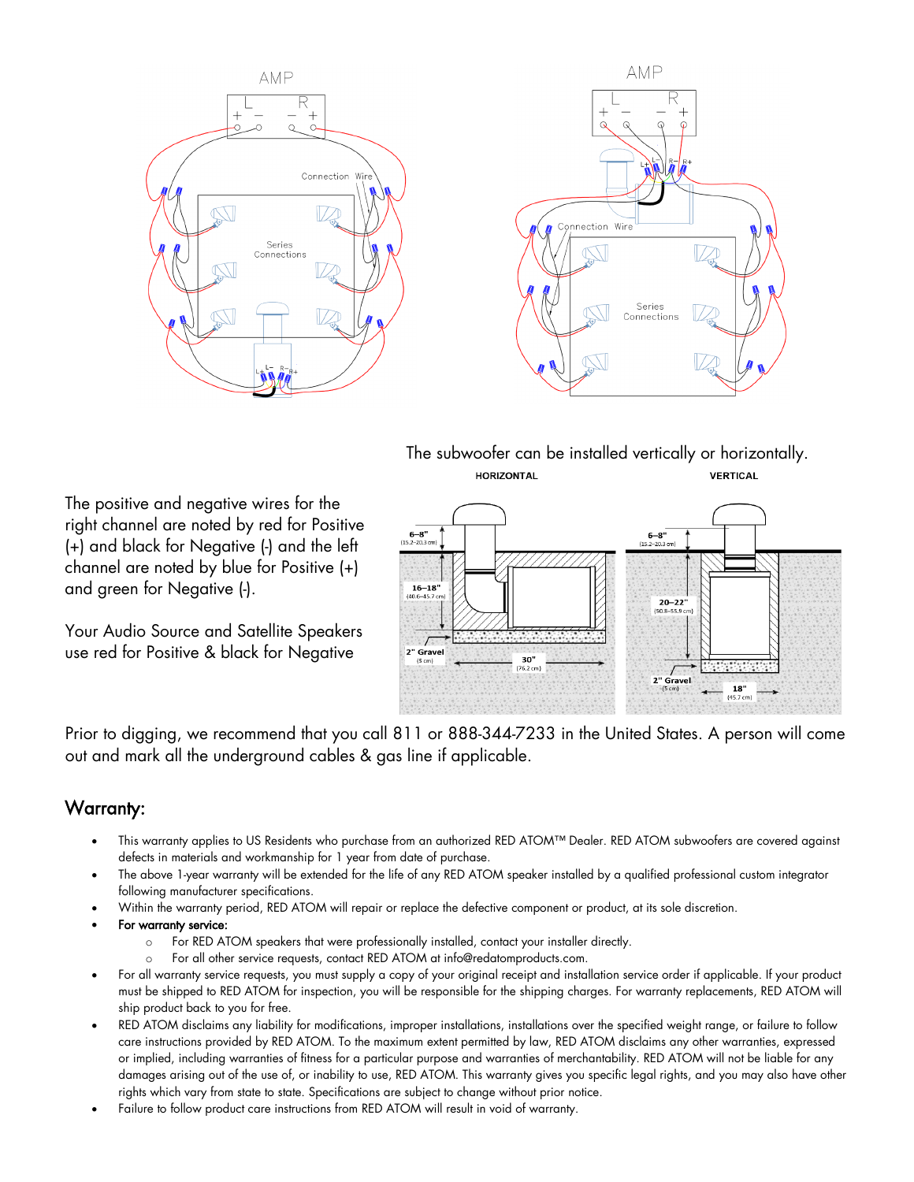AMP

L R

\+ − − +

Connection Wire

Series Connections

L+ L− R− R+

AMP

L R

\+ − − +

L+ L− R− R+

Connection Wire

Series Connections

The subwoofer can be installed vertically or horizontally.

HORIZONTAL

VERTICAL

6–8" (15.2–20.3 cm)

16–18" (40.6–45.7 cm)

2" Gravel (5 cm)

30" (76.2 cm)

6–8" (15.2–20.3 cm)

20–22" (50.8–55.9 cm)

2" Gravel (5 cm)

18" (45.7 cm)

The positive and negative wires for the right channel are noted by red for Positive (+) and black for Negative (-) and the left channel are noted by blue for Positive (+) and green for Negative (-).

Your Audio Source and Satellite Speakers use red for Positive & black for Negative

Prior to digging, we recommend that you call 811 or 888-344-7233 in the United States. A person will come out and mark all the underground cables & gas line if applicable.

## Warranty:

- This warranty applies to US Residents who purchase from an authorized RED ATOM™ Dealer. RED ATOM subwoofers are covered against defects in materials and workmanship for 1 year from date of purchase.
- The above 1-year warranty will be extended for the life of any RED ATOM speaker installed by a qualified professional custom integrator following manufacturer specifications.
- Within the warranty period, RED ATOM will repair or replace the defective component or product, at its sole discretion.
- For warranty service:
  - For RED ATOM speakers that were professionally installed, contact your installer directly.
  - For all other service requests, contact RED ATOM at info@redatomproducts.com.
- For all warranty service requests, you must supply a copy of your original receipt and installation service order if applicable. If your product must be shipped to RED ATOM for inspection, you will be responsible for the shipping charges. For warranty replacements, RED ATOM will ship product back to you for free.
- RED ATOM disclaims any liability for modifications, improper installations, installations over the specified weight range, or failure to follow care instructions provided by RED ATOM. To the maximum extent permitted by law, RED ATOM disclaims any other warranties, expressed or implied, including warranties of fitness for a particular purpose and warranties of merchantability. RED ATOM will not be liable for any damages arising out of the use of, or inability to use, RED ATOM. This warranty gives you specific legal rights, and you may also have other rights which vary from state to state. Specifications are subject to change without prior notice.
- Failure to follow product care instructions from RED ATOM will result in void of warranty.